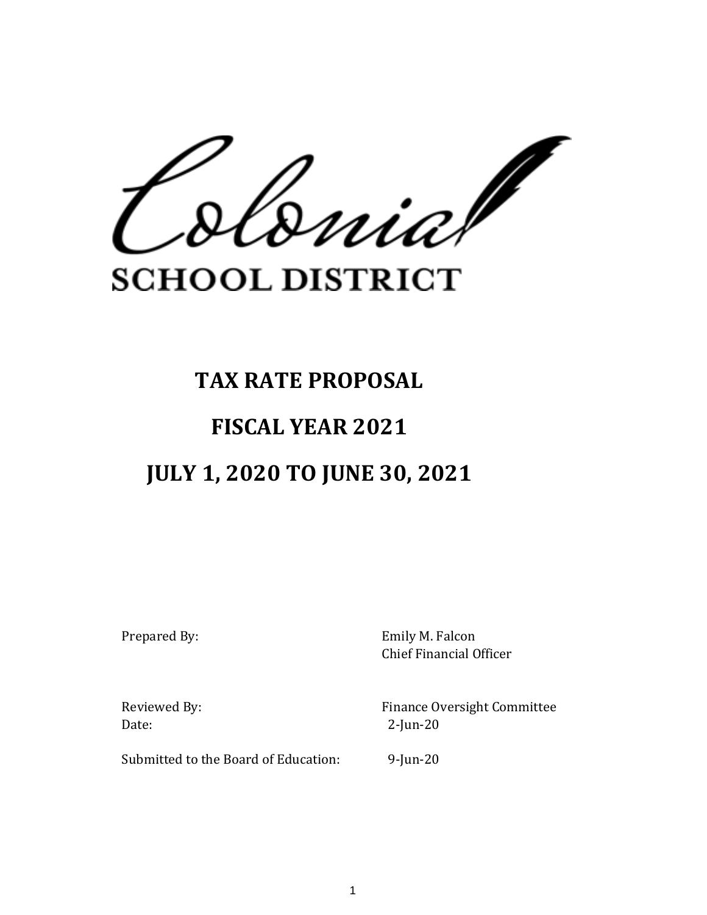Colonial

SCHOOL DISTRICT

# TAX RATE PROPOSAL

# FISCAL YEAR 2021

# JULY 1, 2020 TO JUNE 30, 2021

| | |
|---|---|
| Prepared By: | Emily M. Falcon<br>Chief Financial Officer |
| Reviewed By: | Finance Oversight Committee |
| Date: | 2-Jun-20 |
| Submitted to the Board of Education: | 9-Jun-20 |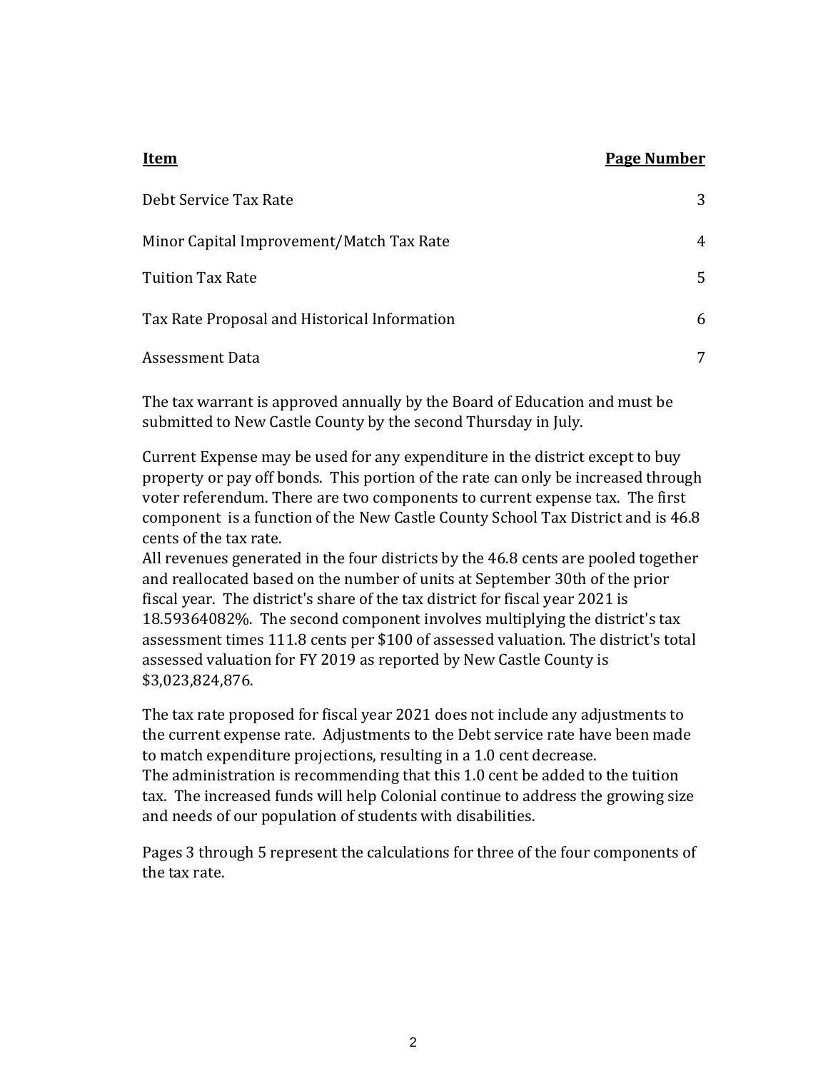| **Item** | **Page Number** |
| --- | --- |
| Debt Service Tax Rate | 3 |
| Minor Capital Improvement/Match Tax Rate | 4 |
| Tuition Tax Rate | 5 |
| Tax Rate Proposal and Historical Information | 6 |
| Assessment Data | 7 |

The tax warrant is approved annually by the Board of Education and must be submitted to New Castle County by the second Thursday in July.

Current Expense may be used for any expenditure in the district except to buy property or pay off bonds. This portion of the rate can only be increased through voter referendum. There are two components to current expense tax. The first component is a function of the New Castle County School Tax District and is 46.8 cents of the tax rate.

All revenues generated in the four districts by the 46.8 cents are pooled together and reallocated based on the number of units at September 30th of the prior fiscal year. The district's share of the tax district for fiscal year 2021 is 18.59364082%. The second component involves multiplying the district's tax assessment times 111.8 cents per $100 of assessed valuation. The district's total assessed valuation for FY 2019 as reported by New Castle County is $3,023,824,876.

The tax rate proposed for fiscal year 2021 does not include any adjustments to the current expense rate. Adjustments to the Debt service rate have been made to match expenditure projections, resulting in a 1.0 cent decrease.

The administration is recommending that this 1.0 cent be added to the tuition tax. The increased funds will help Colonial continue to address the growing size and needs of our population of students with disabilities.

Pages 3 through 5 represent the calculations for three of the four components of the tax rate.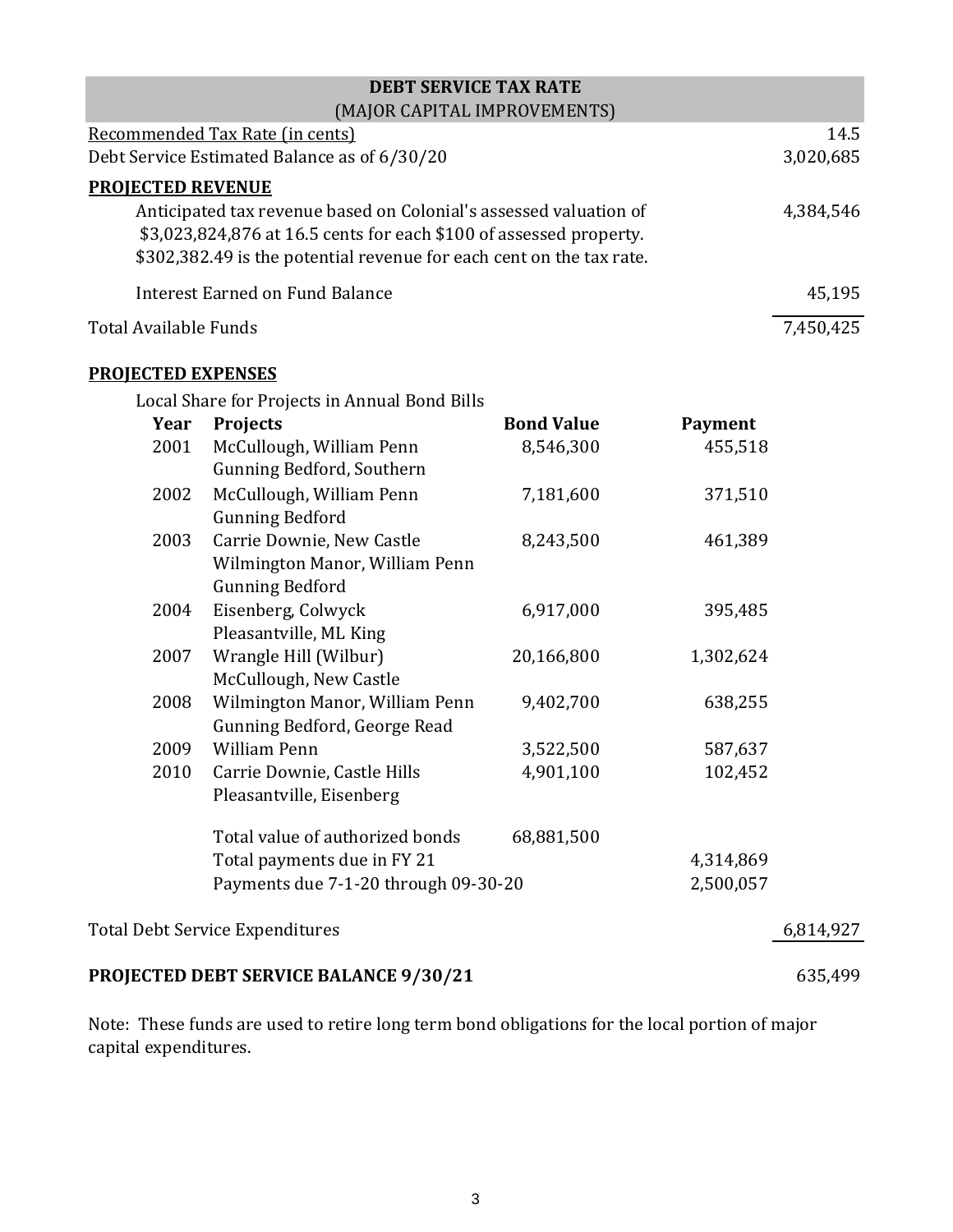## DEBT SERVICE TAX RATE
(MAJOR CAPITAL IMPROVEMENTS)

| | |
|---|---|
| Recommended Tax Rate (in cents) | 14.5 |
| Debt Service Estimated Balance as of 6/30/20 | 3,020,685 |

**PROJECTED REVENUE**

| | |
|---|---|
| Anticipated tax revenue based on Colonial's assessed valuation of $3,023,824,876 at 16.5 cents for each $100 of assessed property. $302,382.49 is the potential revenue for each cent on the tax rate. | 4,384,546 |
| Interest Earned on Fund Balance | 45,195 |
| Total Available Funds | 7,450,425 |

**PROJECTED EXPENSES**

Local Share for Projects in Annual Bond Bills

| Year | Projects | Bond Value | Payment | |
|---|---|---|---|---|
| 2001 | McCullough, William Penn Gunning Bedford, Southern | 8,546,300 | 455,518 | |
| 2002 | McCullough, William Penn Gunning Bedford | 7,181,600 | 371,510 | |
| 2003 | Carrie Downie, New Castle Wilmington Manor, William Penn Gunning Bedford | 8,243,500 | 461,389 | |
| 2004 | Eisenberg, Colwyck Pleasantville, ML King | 6,917,000 | 395,485 | |
| 2007 | Wrangle Hill (Wilbur) McCullough, New Castle | 20,166,800 | 1,302,624 | |
| 2008 | Wilmington Manor, William Penn Gunning Bedford, George Read | 9,402,700 | 638,255 | |
| 2009 | William Penn | 3,522,500 | 587,637 | |
| 2010 | Carrie Downie, Castle Hills Pleasantville, Eisenberg | 4,901,100 | 102,452 | |
| | Total value of authorized bonds | 68,881,500 | | |
| | Total payments due in FY 21 | | 4,314,869 | |
| | Payments due 7-1-20 through 09-30-20 | | 2,500,057 | |
| Total Debt Service Expenditures | | | | 6,814,927 |
| **PROJECTED DEBT SERVICE BALANCE 9/30/21** | | | | 635,499 |

Note: These funds are used to retire long term bond obligations for the local portion of major capital expenditures.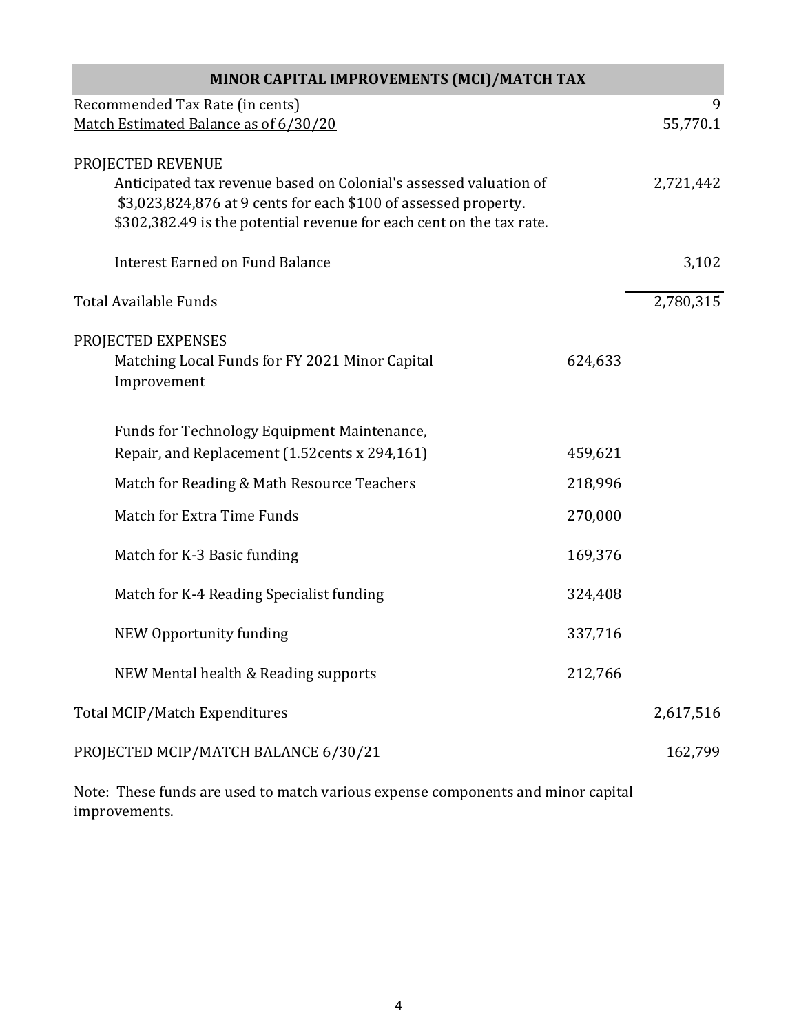## MINOR CAPITAL IMPROVEMENTS (MCI)/MATCH TAX

| | | |
|---|---|---|
| Recommended Tax Rate (in cents) | | 9 |
| Match Estimated Balance as of 6/30/20 | | 55,770.1 |
| PROJECTED REVENUE | | |
| Anticipated tax revenue based on Colonial's assessed valuation of \$3,023,824,876 at 9 cents for each \$100 of assessed property. \$302,382.49 is the potential revenue for each cent on the tax rate. | | 2,721,442 |
| Interest Earned on Fund Balance | | 3,102 |
| Total Available Funds | | 2,780,315 |
| PROJECTED EXPENSES | | |
| Matching Local Funds for FY 2021 Minor Capital Improvement | 624,633 | |
| Funds for Technology Equipment Maintenance, Repair, and Replacement (1.52cents x 294,161) | 459,621 | |
| Match for Reading & Math Resource Teachers | 218,996 | |
| Match for Extra Time Funds | 270,000 | |
| Match for K-3 Basic funding | 169,376 | |
| Match for K-4 Reading Specialist funding | 324,408 | |
| NEW Opportunity funding | 337,716 | |
| NEW Mental health & Reading supports | 212,766 | |
| Total MCIP/Match Expenditures | | 2,617,516 |
| PROJECTED MCIP/MATCH BALANCE 6/30/21 | | 162,799 |

Note: These funds are used to match various expense components and minor capital improvements.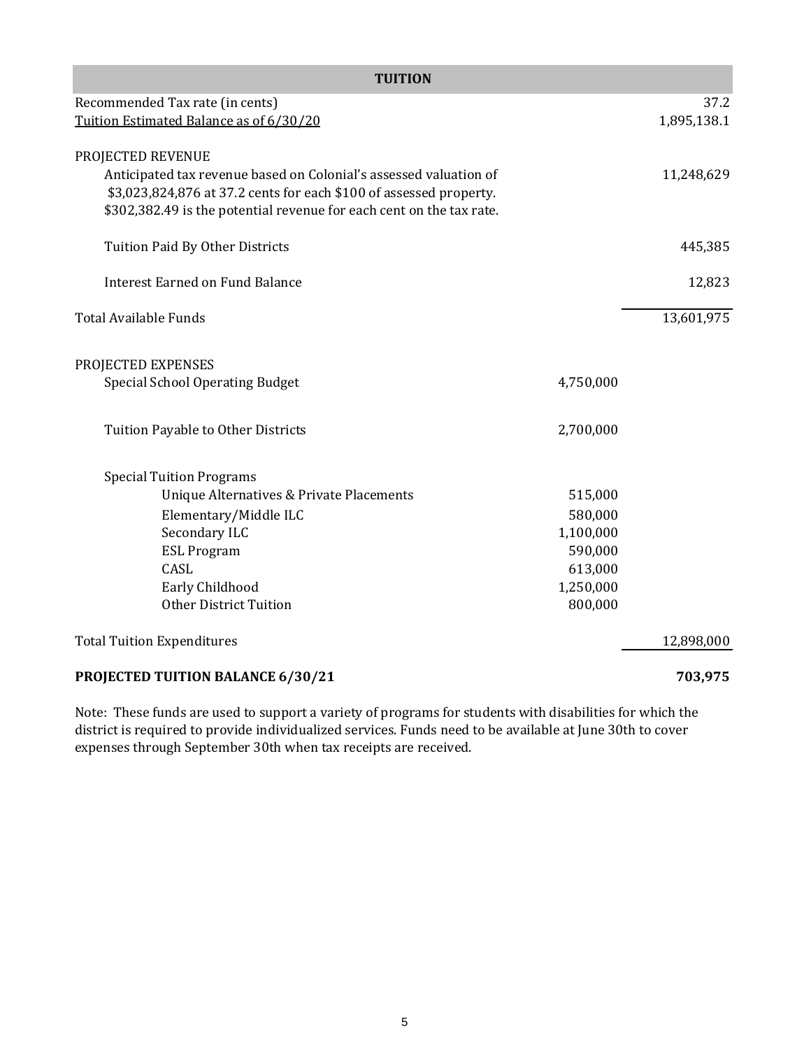| TUITION | | |
|---|---|---|
| Recommended Tax rate (in cents) | | 37.2 |
| Tuition Estimated Balance as of 6/30/20 | | 1,895,138.1 |
| | | |
| PROJECTED REVENUE | | |
| Anticipated tax revenue based on Colonial's assessed valuation of $3,023,824,876 at 37.2 cents for each $100 of assessed property. $302,382.49 is the potential revenue for each cent on the tax rate. | | 11,248,629 |
| Tuition Paid By Other Districts | | 445,385 |
| Interest Earned on Fund Balance | | 12,823 |
| Total Available Funds | | 13,601,975 |
| | | |
| PROJECTED EXPENSES | | |
| Special School Operating Budget | 4,750,000 | |
| Tuition Payable to Other Districts | 2,700,000 | |
| Special Tuition Programs | | |
| Unique Alternatives & Private Placements | 515,000 | |
| Elementary/Middle ILC | 580,000 | |
| Secondary ILC | 1,100,000 | |
| ESL Program | 590,000 | |
| CASL | 613,000 | |
| Early Childhood | 1,250,000 | |
| Other District Tuition | 800,000 | |
| Total Tuition Expenditures | | 12,898,000 |
| **PROJECTED TUITION BALANCE 6/30/21** | | **703,975** |

Note: These funds are used to support a variety of programs for students with disabilities for which the district is required to provide individualized services. Funds need to be available at June 30th to cover expenses through September 30th when tax receipts are received.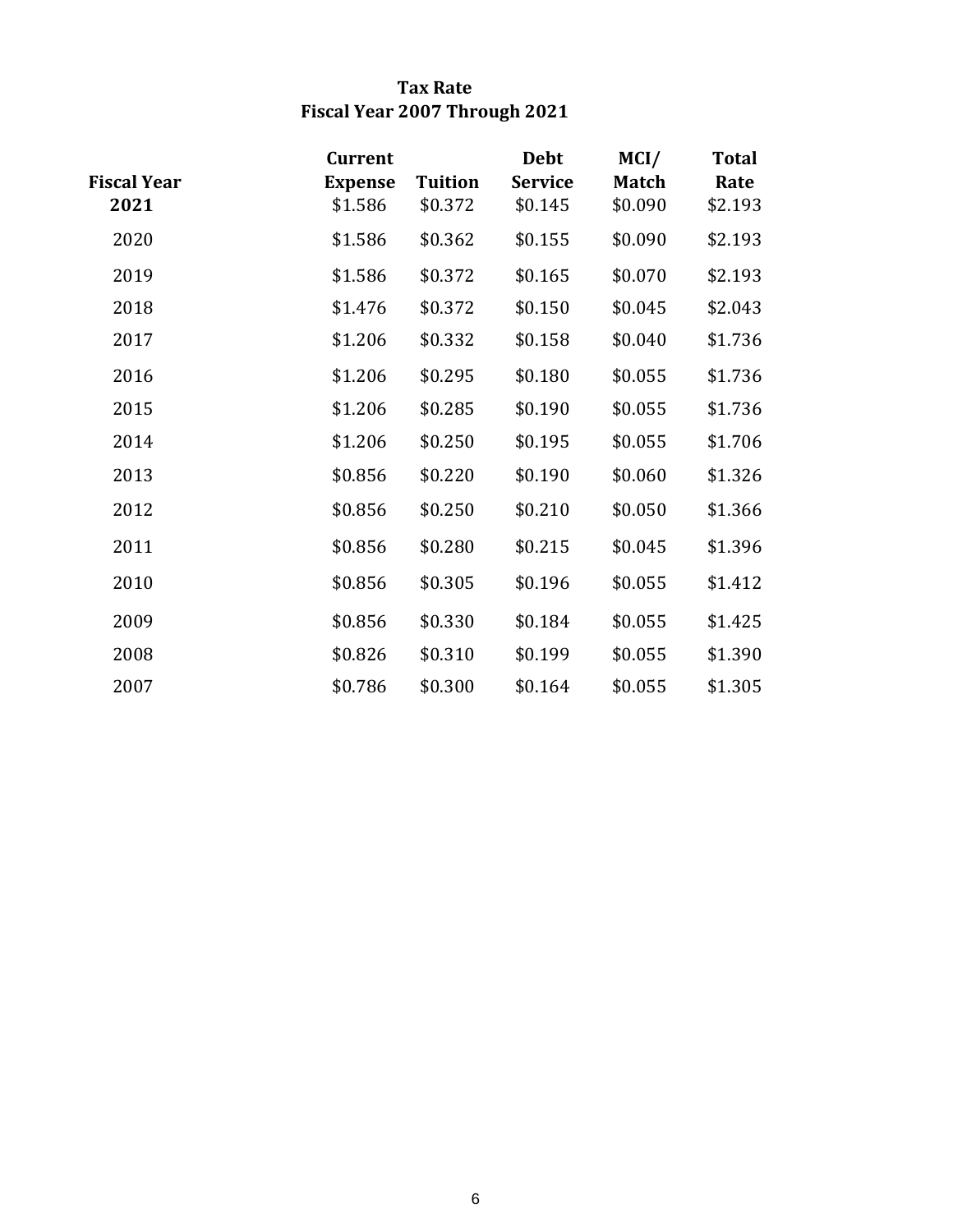# Tax Rate
## Fiscal Year 2007 Through 2021

| Fiscal Year | Current Expense | Tuition | Debt Service | MCI/ Match | Total Rate |
|---|---|---|---|---|---|
| **2021** | $1.586 | $0.372 | $0.145 | $0.090 | $2.193 |
| 2020 | $1.586 | $0.362 | $0.155 | $0.090 | $2.193 |
| 2019 | $1.586 | $0.372 | $0.165 | $0.070 | $2.193 |
| 2018 | $1.476 | $0.372 | $0.150 | $0.045 | $2.043 |
| 2017 | $1.206 | $0.332 | $0.158 | $0.040 | $1.736 |
| 2016 | $1.206 | $0.295 | $0.180 | $0.055 | $1.736 |
| 2015 | $1.206 | $0.285 | $0.190 | $0.055 | $1.736 |
| 2014 | $1.206 | $0.250 | $0.195 | $0.055 | $1.706 |
| 2013 | $0.856 | $0.220 | $0.190 | $0.060 | $1.326 |
| 2012 | $0.856 | $0.250 | $0.210 | $0.050 | $1.366 |
| 2011 | $0.856 | $0.280 | $0.215 | $0.045 | $1.396 |
| 2010 | $0.856 | $0.305 | $0.196 | $0.055 | $1.412 |
| 2009 | $0.856 | $0.330 | $0.184 | $0.055 | $1.425 |
| 2008 | $0.826 | $0.310 | $0.199 | $0.055 | $1.390 |
| 2007 | $0.786 | $0.300 | $0.164 | $0.055 | $1.305 |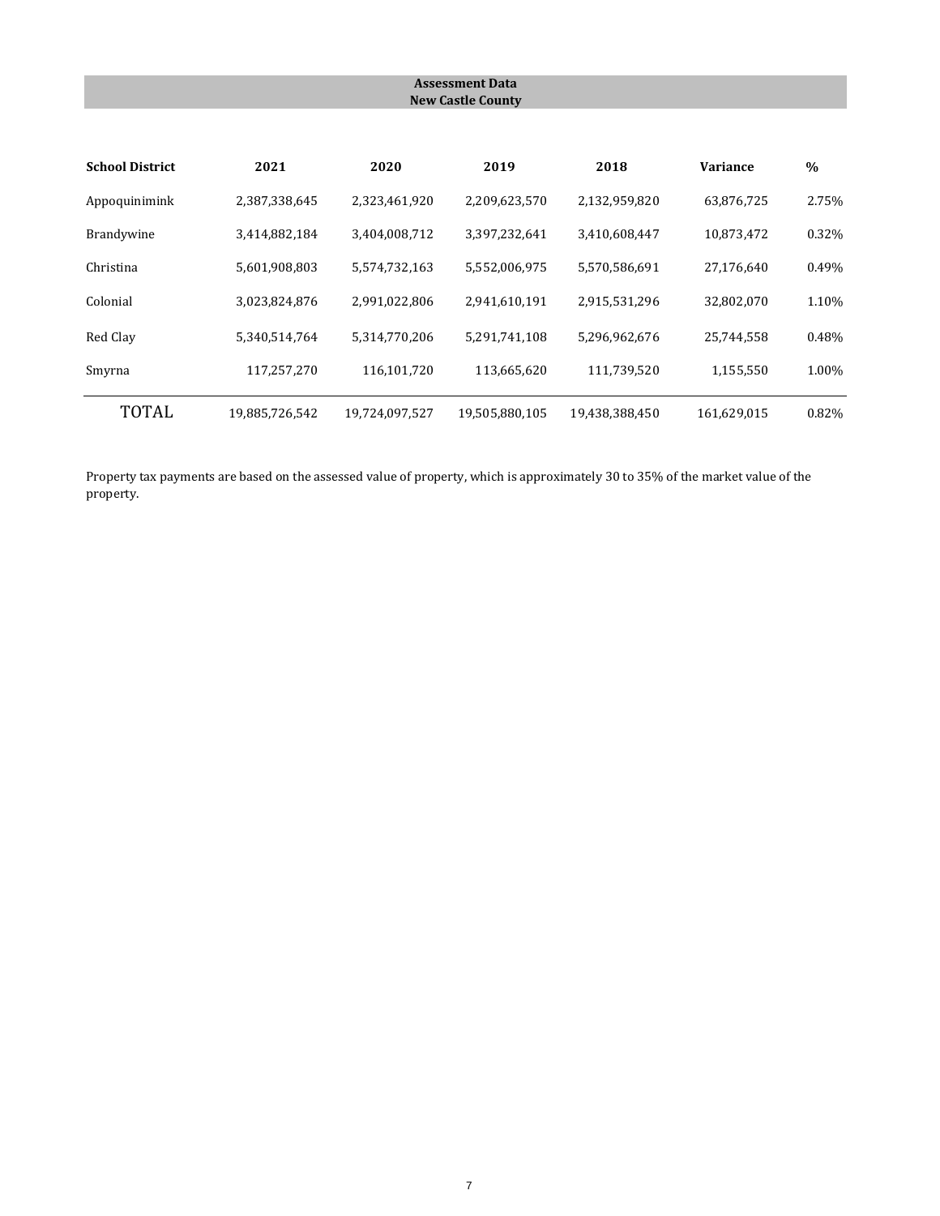**Assessment Data**
**New Castle County**

| School District | 2021 | 2020 | 2019 | 2018 | Variance | % |
|---|---|---|---|---|---|---|
| Appoquinimink | 2,387,338,645 | 2,323,461,920 | 2,209,623,570 | 2,132,959,820 | 63,876,725 | 2.75% |
| Brandywine | 3,414,882,184 | 3,404,008,712 | 3,397,232,641 | 3,410,608,447 | 10,873,472 | 0.32% |
| Christina | 5,601,908,803 | 5,574,732,163 | 5,552,006,975 | 5,570,586,691 | 27,176,640 | 0.49% |
| Colonial | 3,023,824,876 | 2,991,022,806 | 2,941,610,191 | 2,915,531,296 | 32,802,070 | 1.10% |
| Red Clay | 5,340,514,764 | 5,314,770,206 | 5,291,741,108 | 5,296,962,676 | 25,744,558 | 0.48% |
| Smyrna | 117,257,270 | 116,101,720 | 113,665,620 | 111,739,520 | 1,155,550 | 1.00% |
| TOTAL | 19,885,726,542 | 19,724,097,527 | 19,505,880,105 | 19,438,388,450 | 161,629,015 | 0.82% |

Property tax payments are based on the assessed value of property, which is approximately 30 to 35% of the market value of the property.